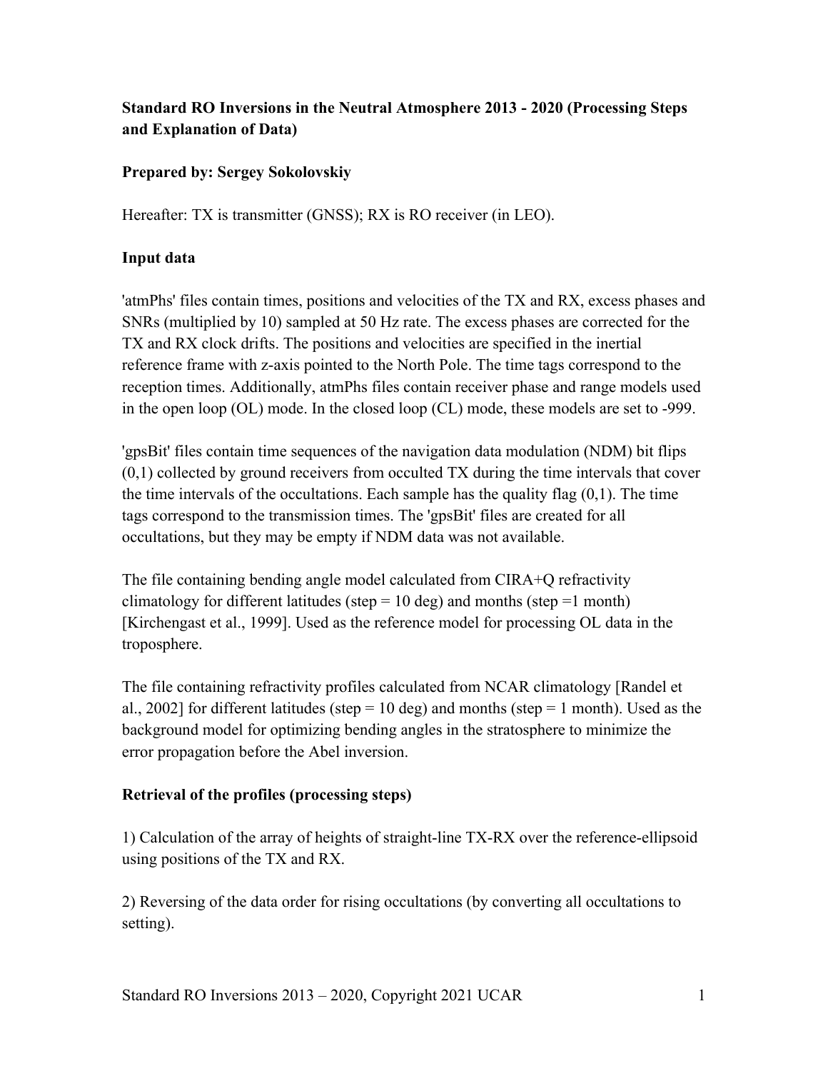**Standard RO Inversions in the Neutral Atmosphere 2013 - 2020 (Processing Steps and Explanation of Data)**

**Prepared by: Sergey Sokolovskiy**

Hereafter: TX is transmitter (GNSS); RX is RO receiver (in LEO).

**Input data**

'atmPhs' files contain times, positions and velocities of the TX and RX, excess phases and SNRs (multiplied by 10) sampled at 50 Hz rate. The excess phases are corrected for the TX and RX clock drifts. The positions and velocities are specified in the inertial reference frame with z-axis pointed to the North Pole. The time tags correspond to the reception times. Additionally, atmPhs files contain receiver phase and range models used in the open loop (OL) mode. In the closed loop (CL) mode, these models are set to -999.

'gpsBit' files contain time sequences of the navigation data modulation (NDM) bit flips (0,1) collected by ground receivers from occulted TX during the time intervals that cover the time intervals of the occultations. Each sample has the quality flag (0,1). The time tags correspond to the transmission times. The 'gpsBit' files are created for all occultations, but they may be empty if NDM data was not available.

The file containing bending angle model calculated from CIRA+Q refractivity climatology for different latitudes (step = 10 deg) and months (step =1 month) [Kirchengast et al., 1999]. Used as the reference model for processing OL data in the troposphere.

The file containing refractivity profiles calculated from NCAR climatology [Randel et al., 2002] for different latitudes (step = 10 deg) and months (step = 1 month). Used as the background model for optimizing bending angles in the stratosphere to minimize the error propagation before the Abel inversion.

**Retrieval of the profiles (processing steps)**

1) Calculation of the array of heights of straight-line TX-RX over the reference-ellipsoid using positions of the TX and RX.

2) Reversing of the data order for rising occultations (by converting all occultations to setting).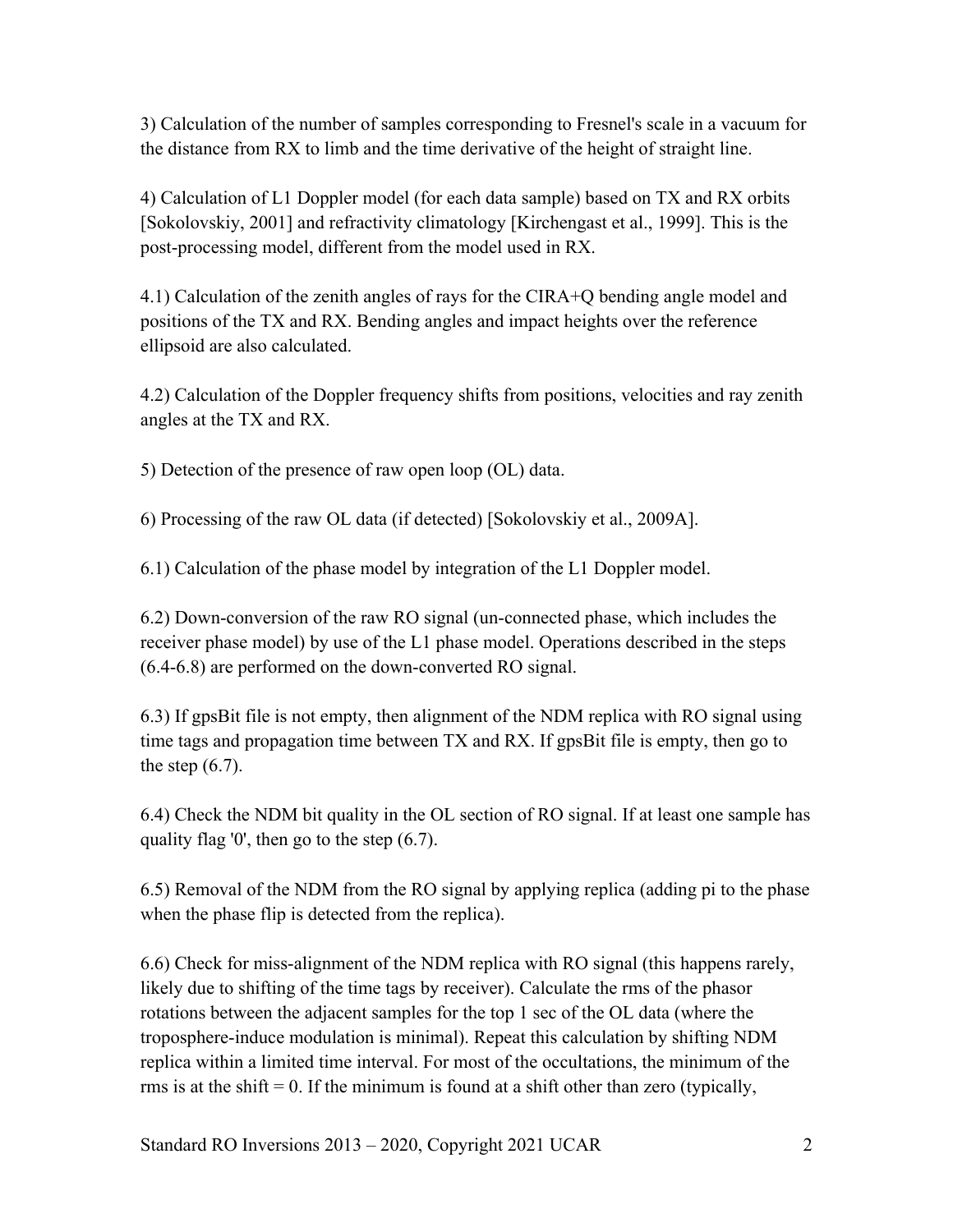3) Calculation of the number of samples corresponding to Fresnel's scale in a vacuum for the distance from RX to limb and the time derivative of the height of straight line.

4) Calculation of L1 Doppler model (for each data sample) based on TX and RX orbits [Sokolovskiy, 2001] and refractivity climatology [Kirchengast et al., 1999]. This is the post-processing model, different from the model used in RX.

4.1) Calculation of the zenith angles of rays for the CIRA+Q bending angle model and positions of the TX and RX. Bending angles and impact heights over the reference ellipsoid are also calculated.

4.2) Calculation of the Doppler frequency shifts from positions, velocities and ray zenith angles at the TX and RX.

5) Detection of the presence of raw open loop (OL) data.

6) Processing of the raw OL data (if detected) [Sokolovskiy et al., 2009A].

6.1) Calculation of the phase model by integration of the L1 Doppler model.

6.2) Down-conversion of the raw RO signal (un-connected phase, which includes the receiver phase model) by use of the L1 phase model. Operations described in the steps (6.4-6.8) are performed on the down-converted RO signal.

6.3) If gpsBit file is not empty, then alignment of the NDM replica with RO signal using time tags and propagation time between TX and RX. If gpsBit file is empty, then go to the step (6.7).

6.4) Check the NDM bit quality in the OL section of RO signal. If at least one sample has quality flag '0', then go to the step (6.7).

6.5) Removal of the NDM from the RO signal by applying replica (adding pi to the phase when the phase flip is detected from the replica).

6.6) Check for miss-alignment of the NDM replica with RO signal (this happens rarely, likely due to shifting of the time tags by receiver). Calculate the rms of the phasor rotations between the adjacent samples for the top 1 sec of the OL data (where the troposphere-induce modulation is minimal). Repeat this calculation by shifting NDM replica within a limited time interval. For most of the occultations, the minimum of the rms is at the shift = 0. If the minimum is found at a shift other than zero (typically,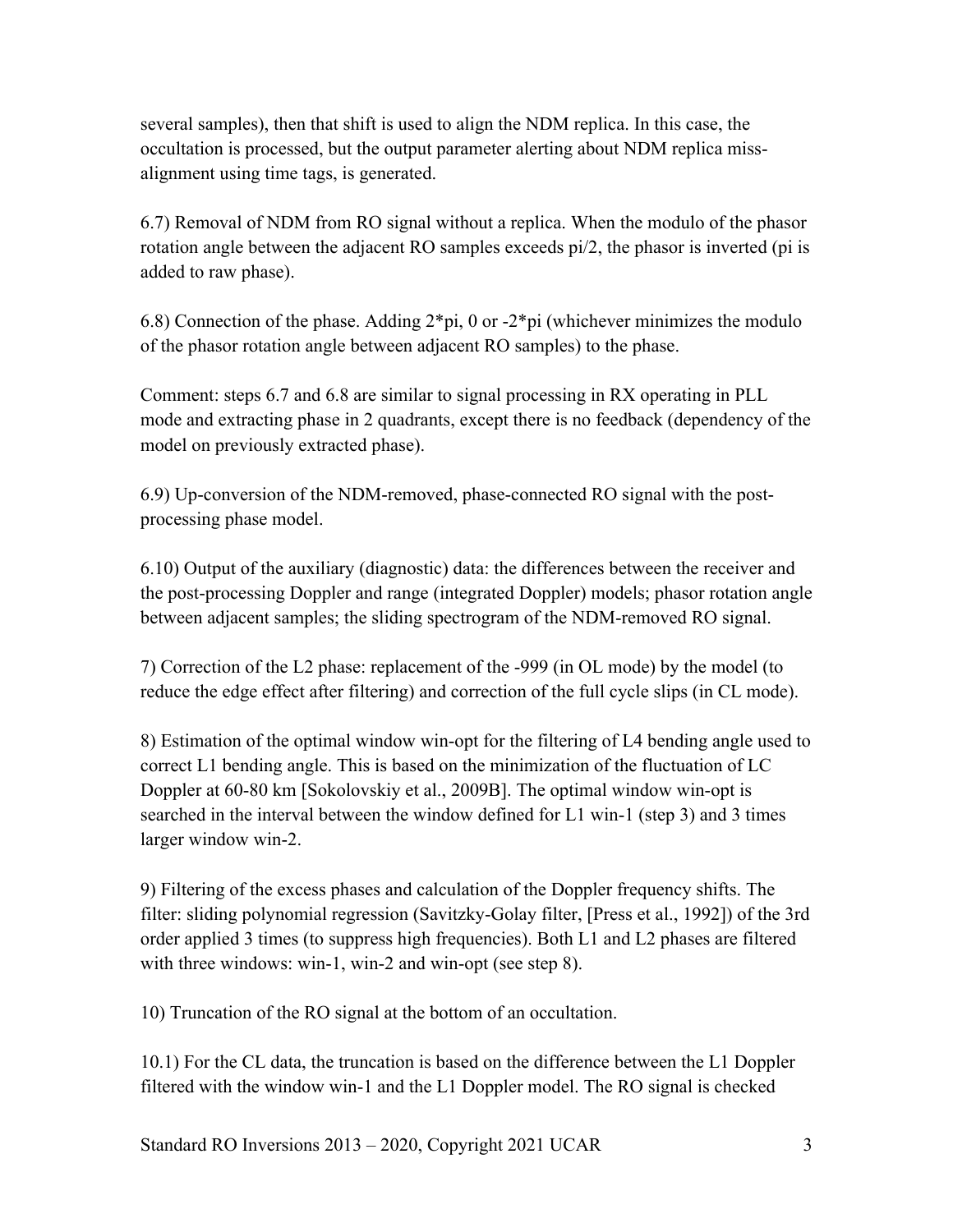several samples), then that shift is used to align the NDM replica. In this case, the occultation is processed, but the output parameter alerting about NDM replica miss-alignment using time tags, is generated.

6.7) Removal of NDM from RO signal without a replica. When the modulo of the phasor rotation angle between the adjacent RO samples exceeds pi/2, the phasor is inverted (pi is added to raw phase).

6.8) Connection of the phase. Adding 2*pi, 0 or -2*pi (whichever minimizes the modulo of the phasor rotation angle between adjacent RO samples) to the phase.

Comment: steps 6.7 and 6.8 are similar to signal processing in RX operating in PLL mode and extracting phase in 2 quadrants, except there is no feedback (dependency of the model on previously extracted phase).

6.9) Up-conversion of the NDM-removed, phase-connected RO signal with the post-processing phase model.

6.10) Output of the auxiliary (diagnostic) data: the differences between the receiver and the post-processing Doppler and range (integrated Doppler) models; phasor rotation angle between adjacent samples; the sliding spectrogram of the NDM-removed RO signal.

7) Correction of the L2 phase: replacement of the -999 (in OL mode) by the model (to reduce the edge effect after filtering) and correction of the full cycle slips (in CL mode).

8) Estimation of the optimal window win-opt for the filtering of L4 bending angle used to correct L1 bending angle. This is based on the minimization of the fluctuation of LC Doppler at 60-80 km [Sokolovskiy et al., 2009B]. The optimal window win-opt is searched in the interval between the window defined for L1 win-1 (step 3) and 3 times larger window win-2.

9) Filtering of the excess phases and calculation of the Doppler frequency shifts. The filter: sliding polynomial regression (Savitzky-Golay filter, [Press et al., 1992]) of the 3rd order applied 3 times (to suppress high frequencies). Both L1 and L2 phases are filtered with three windows: win-1, win-2 and win-opt (see step 8).

10) Truncation of the RO signal at the bottom of an occultation.

10.1) For the CL data, the truncation is based on the difference between the L1 Doppler filtered with the window win-1 and the L1 Doppler model. The RO signal is checked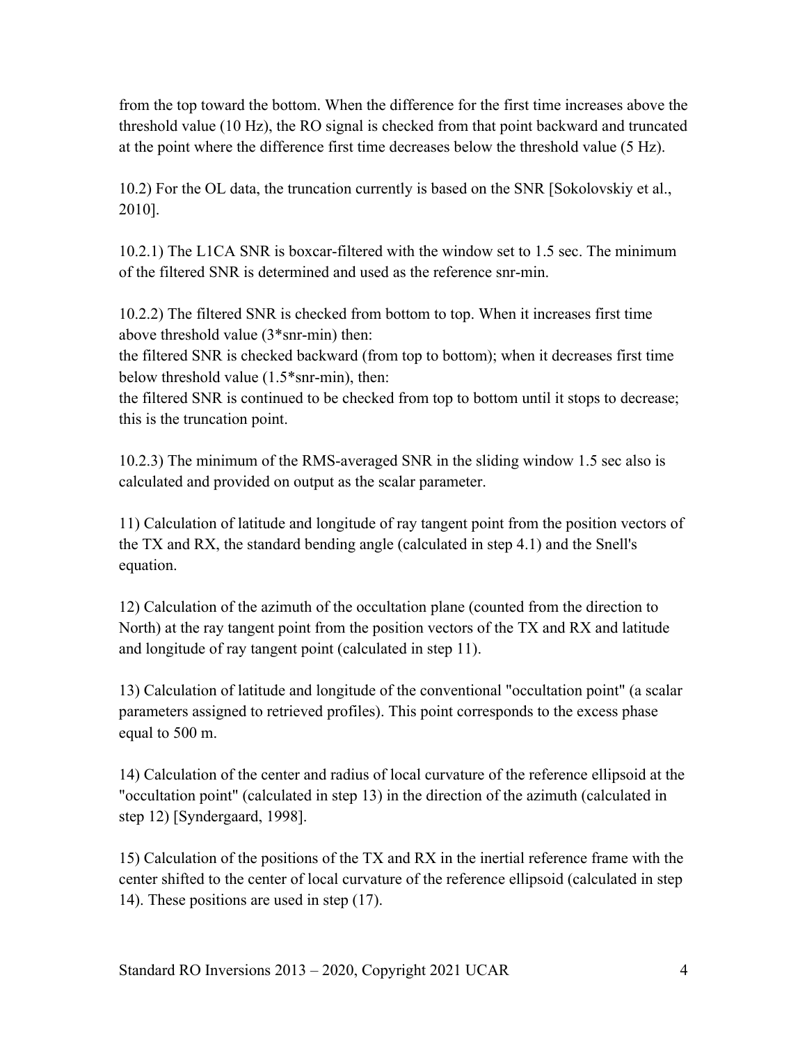from the top toward the bottom. When the difference for the first time increases above the threshold value (10 Hz), the RO signal is checked from that point backward and truncated at the point where the difference first time decreases below the threshold value (5 Hz).

10.2) For the OL data, the truncation currently is based on the SNR [Sokolovskiy et al., 2010].

10.2.1) The L1CA SNR is boxcar-filtered with the window set to 1.5 sec. The minimum of the filtered SNR is determined and used as the reference snr-min.

10.2.2) The filtered SNR is checked from bottom to top. When it increases first time above threshold value (3*snr-min) then:
the filtered SNR is checked backward (from top to bottom); when it decreases first time below threshold value (1.5*snr-min), then:
the filtered SNR is continued to be checked from top to bottom until it stops to decrease; this is the truncation point.

10.2.3) The minimum of the RMS-averaged SNR in the sliding window 1.5 sec also is calculated and provided on output as the scalar parameter.

11) Calculation of latitude and longitude of ray tangent point from the position vectors of the TX and RX, the standard bending angle (calculated in step 4.1) and the Snell's equation.

12) Calculation of the azimuth of the occultation plane (counted from the direction to North) at the ray tangent point from the position vectors of the TX and RX and latitude and longitude of ray tangent point (calculated in step 11).

13) Calculation of latitude and longitude of the conventional "occultation point" (a scalar parameters assigned to retrieved profiles). This point corresponds to the excess phase equal to 500 m.

14) Calculation of the center and radius of local curvature of the reference ellipsoid at the "occultation point" (calculated in step 13) in the direction of the azimuth (calculated in step 12) [Syndergaard, 1998].

15) Calculation of the positions of the TX and RX in the inertial reference frame with the center shifted to the center of local curvature of the reference ellipsoid (calculated in step 14). These positions are used in step (17).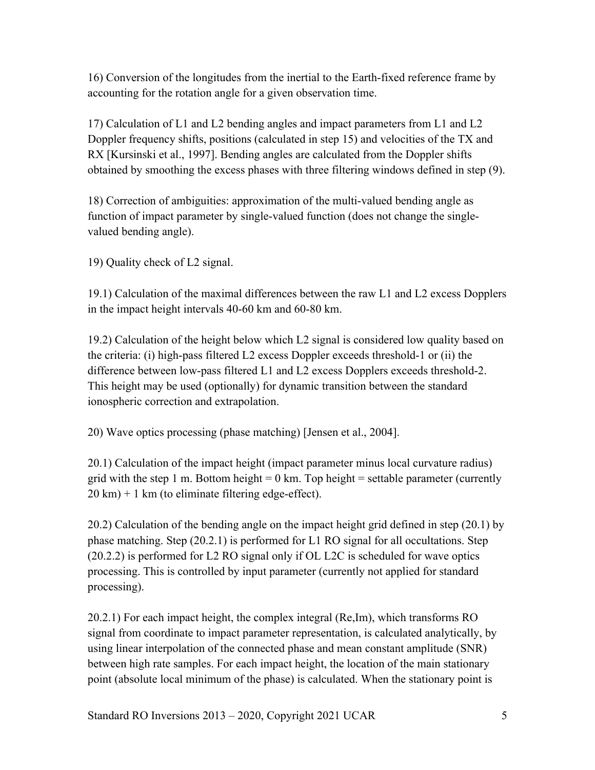16) Conversion of the longitudes from the inertial to the Earth-fixed reference frame by accounting for the rotation angle for a given observation time.

17) Calculation of L1 and L2 bending angles and impact parameters from L1 and L2 Doppler frequency shifts, positions (calculated in step 15) and velocities of the TX and RX [Kursinski et al., 1997]. Bending angles are calculated from the Doppler shifts obtained by smoothing the excess phases with three filtering windows defined in step (9).

18) Correction of ambiguities: approximation of the multi-valued bending angle as function of impact parameter by single-valued function (does not change the single-valued bending angle).

19) Quality check of L2 signal.

19.1) Calculation of the maximal differences between the raw L1 and L2 excess Dopplers in the impact height intervals 40-60 km and 60-80 km.

19.2) Calculation of the height below which L2 signal is considered low quality based on the criteria: (i) high-pass filtered L2 excess Doppler exceeds threshold-1 or (ii) the difference between low-pass filtered L1 and L2 excess Dopplers exceeds threshold-2. This height may be used (optionally) for dynamic transition between the standard ionospheric correction and extrapolation.

20) Wave optics processing (phase matching) [Jensen et al., 2004].

20.1) Calculation of the impact height (impact parameter minus local curvature radius) grid with the step 1 m. Bottom height = 0 km. Top height = settable parameter (currently 20 km) + 1 km (to eliminate filtering edge-effect).

20.2) Calculation of the bending angle on the impact height grid defined in step (20.1) by phase matching. Step (20.2.1) is performed for L1 RO signal for all occultations. Step (20.2.2) is performed for L2 RO signal only if OL L2C is scheduled for wave optics processing. This is controlled by input parameter (currently not applied for standard processing).

20.2.1) For each impact height, the complex integral (Re,Im), which transforms RO signal from coordinate to impact parameter representation, is calculated analytically, by using linear interpolation of the connected phase and mean constant amplitude (SNR) between high rate samples. For each impact height, the location of the main stationary point (absolute local minimum of the phase) is calculated. When the stationary point is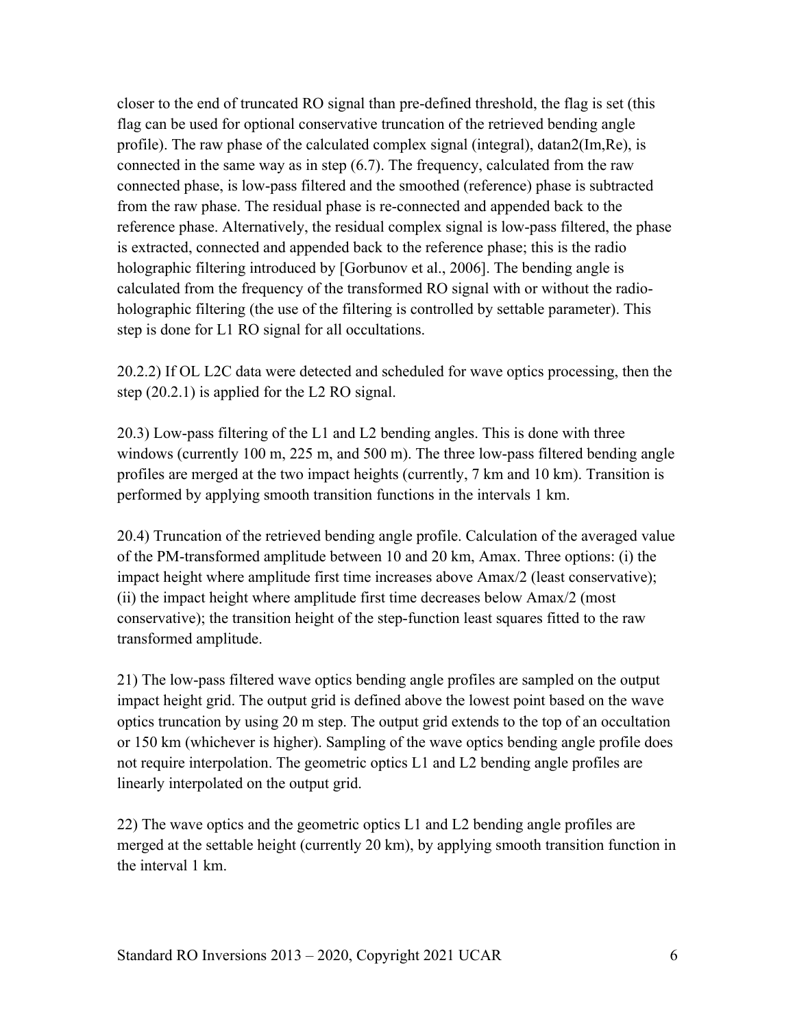closer to the end of truncated RO signal than pre-defined threshold, the flag is set (this flag can be used for optional conservative truncation of the retrieved bending angle profile). The raw phase of the calculated complex signal (integral), datan2(Im,Re), is connected in the same way as in step (6.7). The frequency, calculated from the raw connected phase, is low-pass filtered and the smoothed (reference) phase is subtracted from the raw phase. The residual phase is re-connected and appended back to the reference phase. Alternatively, the residual complex signal is low-pass filtered, the phase is extracted, connected and appended back to the reference phase; this is the radio holographic filtering introduced by [Gorbunov et al., 2006]. The bending angle is calculated from the frequency of the transformed RO signal with or without the radio-holographic filtering (the use of the filtering is controlled by settable parameter). This step is done for L1 RO signal for all occultations.

20.2.2) If OL L2C data were detected and scheduled for wave optics processing, then the step (20.2.1) is applied for the L2 RO signal.

20.3) Low-pass filtering of the L1 and L2 bending angles. This is done with three windows (currently 100 m, 225 m, and 500 m). The three low-pass filtered bending angle profiles are merged at the two impact heights (currently, 7 km and 10 km). Transition is performed by applying smooth transition functions in the intervals 1 km.

20.4) Truncation of the retrieved bending angle profile. Calculation of the averaged value of the PM-transformed amplitude between 10 and 20 km, Amax. Three options: (i) the impact height where amplitude first time increases above Amax/2 (least conservative); (ii) the impact height where amplitude first time decreases below Amax/2 (most conservative); the transition height of the step-function least squares fitted to the raw transformed amplitude.

21) The low-pass filtered wave optics bending angle profiles are sampled on the output impact height grid. The output grid is defined above the lowest point based on the wave optics truncation by using 20 m step. The output grid extends to the top of an occultation or 150 km (whichever is higher). Sampling of the wave optics bending angle profile does not require interpolation. The geometric optics L1 and L2 bending angle profiles are linearly interpolated on the output grid.

22) The wave optics and the geometric optics L1 and L2 bending angle profiles are merged at the settable height (currently 20 km), by applying smooth transition function in the interval 1 km.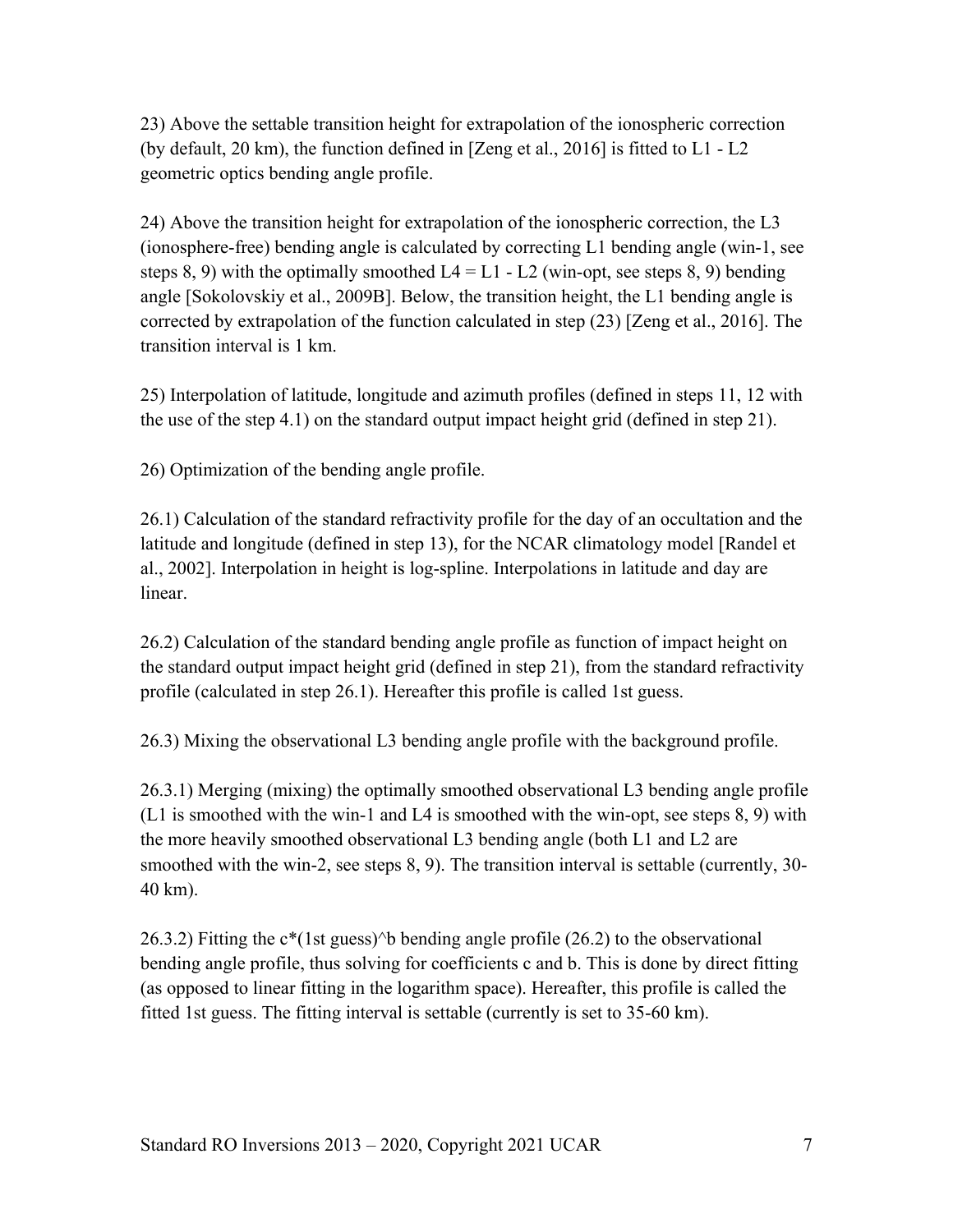23) Above the settable transition height for extrapolation of the ionospheric correction (by default, 20 km), the function defined in [Zeng et al., 2016] is fitted to L1 - L2 geometric optics bending angle profile.

24) Above the transition height for extrapolation of the ionospheric correction, the L3 (ionosphere-free) bending angle is calculated by correcting L1 bending angle (win-1, see steps 8, 9) with the optimally smoothed L4 = L1 - L2 (win-opt, see steps 8, 9) bending angle [Sokolovskiy et al., 2009B]. Below, the transition height, the L1 bending angle is corrected by extrapolation of the function calculated in step (23) [Zeng et al., 2016]. The transition interval is 1 km.

25) Interpolation of latitude, longitude and azimuth profiles (defined in steps 11, 12 with the use of the step 4.1) on the standard output impact height grid (defined in step 21).

26) Optimization of the bending angle profile.

26.1) Calculation of the standard refractivity profile for the day of an occultation and the latitude and longitude (defined in step 13), for the NCAR climatology model [Randel et al., 2002]. Interpolation in height is log-spline. Interpolations in latitude and day are linear.

26.2) Calculation of the standard bending angle profile as function of impact height on the standard output impact height grid (defined in step 21), from the standard refractivity profile (calculated in step 26.1). Hereafter this profile is called 1st guess.

26.3) Mixing the observational L3 bending angle profile with the background profile.

26.3.1) Merging (mixing) the optimally smoothed observational L3 bending angle profile (L1 is smoothed with the win-1 and L4 is smoothed with the win-opt, see steps 8, 9) with the more heavily smoothed observational L3 bending angle (both L1 and L2 are smoothed with the win-2, see steps 8, 9). The transition interval is settable (currently, 30-40 km).

26.3.2) Fitting the $c*(\text{1st guess})^b$ bending angle profile (26.2) to the observational bending angle profile, thus solving for coefficients c and b. This is done by direct fitting (as opposed to linear fitting in the logarithm space). Hereafter, this profile is called the fitted 1st guess. The fitting interval is settable (currently is set to 35-60 km).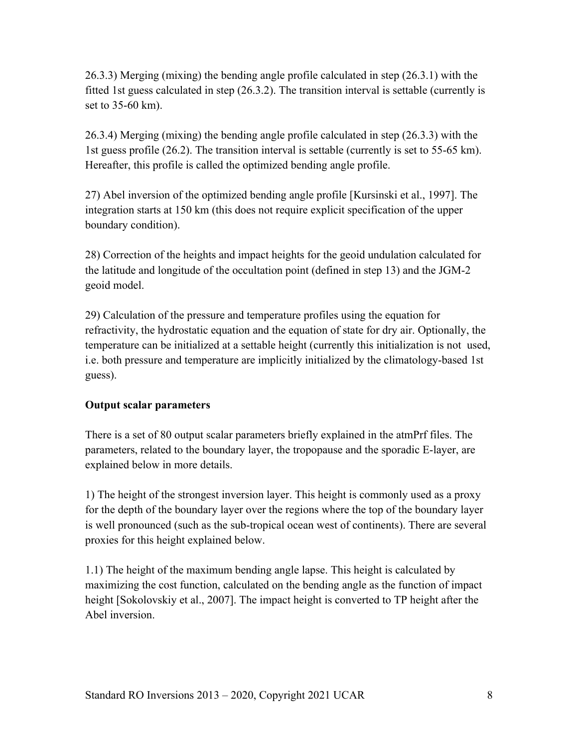26.3.3) Merging (mixing) the bending angle profile calculated in step (26.3.1) with the fitted 1st guess calculated in step (26.3.2). The transition interval is settable (currently is set to 35-60 km).

26.3.4) Merging (mixing) the bending angle profile calculated in step (26.3.3) with the 1st guess profile (26.2). The transition interval is settable (currently is set to 55-65 km). Hereafter, this profile is called the optimized bending angle profile.

27) Abel inversion of the optimized bending angle profile [Kursinski et al., 1997]. The integration starts at 150 km (this does not require explicit specification of the upper boundary condition).

28) Correction of the heights and impact heights for the geoid undulation calculated for the latitude and longitude of the occultation point (defined in step 13) and the JGM-2 geoid model.

29) Calculation of the pressure and temperature profiles using the equation for refractivity, the hydrostatic equation and the equation of state for dry air. Optionally, the temperature can be initialized at a settable height (currently this initialization is not used, i.e. both pressure and temperature are implicitly initialized by the climatology-based 1st guess).

**Output scalar parameters**

There is a set of 80 output scalar parameters briefly explained in the atmPrf files. The parameters, related to the boundary layer, the tropopause and the sporadic E-layer, are explained below in more details.

1) The height of the strongest inversion layer. This height is commonly used as a proxy for the depth of the boundary layer over the regions where the top of the boundary layer is well pronounced (such as the sub-tropical ocean west of continents). There are several proxies for this height explained below.

1.1) The height of the maximum bending angle lapse. This height is calculated by maximizing the cost function, calculated on the bending angle as the function of impact height [Sokolovskiy et al., 2007]. The impact height is converted to TP height after the Abel inversion.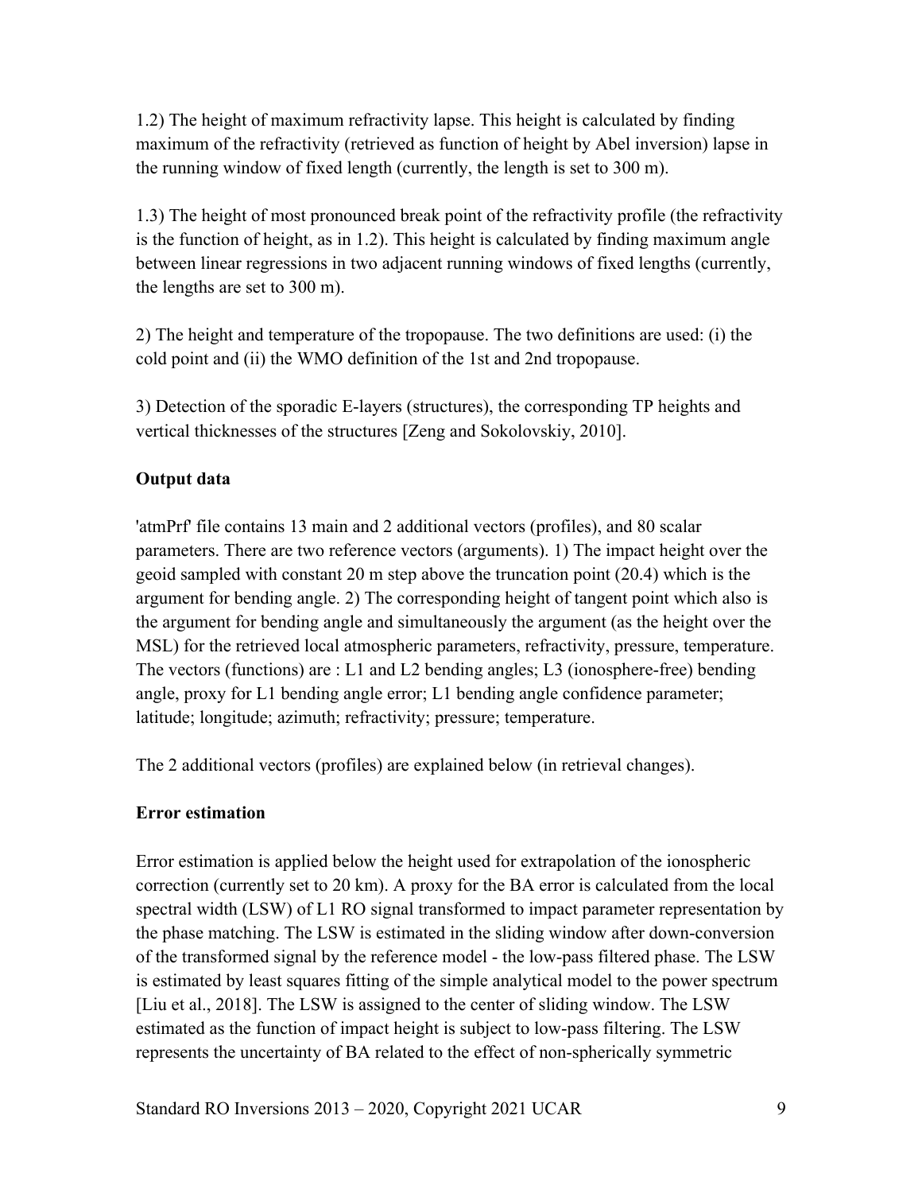1.2) The height of maximum refractivity lapse. This height is calculated by finding maximum of the refractivity (retrieved as function of height by Abel inversion) lapse in the running window of fixed length (currently, the length is set to 300 m).

1.3) The height of most pronounced break point of the refractivity profile (the refractivity is the function of height, as in 1.2). This height is calculated by finding maximum angle between linear regressions in two adjacent running windows of fixed lengths (currently, the lengths are set to 300 m).

2) The height and temperature of the tropopause. The two definitions are used: (i) the cold point and (ii) the WMO definition of the 1st and 2nd tropopause.

3) Detection of the sporadic E-layers (structures), the corresponding TP heights and vertical thicknesses of the structures [Zeng and Sokolovskiy, 2010].

**Output data**

'atmPrf' file contains 13 main and 2 additional vectors (profiles), and 80 scalar parameters. There are two reference vectors (arguments). 1) The impact height over the geoid sampled with constant 20 m step above the truncation point (20.4) which is the argument for bending angle. 2) The corresponding height of tangent point which also is the argument for bending angle and simultaneously the argument (as the height over the MSL) for the retrieved local atmospheric parameters, refractivity, pressure, temperature. The vectors (functions) are : L1 and L2 bending angles; L3 (ionosphere-free) bending angle, proxy for L1 bending angle error; L1 bending angle confidence parameter; latitude; longitude; azimuth; refractivity; pressure; temperature.

The 2 additional vectors (profiles) are explained below (in retrieval changes).

**Error estimation**

Error estimation is applied below the height used for extrapolation of the ionospheric correction (currently set to 20 km). A proxy for the BA error is calculated from the local spectral width (LSW) of L1 RO signal transformed to impact parameter representation by the phase matching. The LSW is estimated in the sliding window after down-conversion of the transformed signal by the reference model - the low-pass filtered phase. The LSW is estimated by least squares fitting of the simple analytical model to the power spectrum [Liu et al., 2018]. The LSW is assigned to the center of sliding window. The LSW estimated as the function of impact height is subject to low-pass filtering. The LSW represents the uncertainty of BA related to the effect of non-spherically symmetric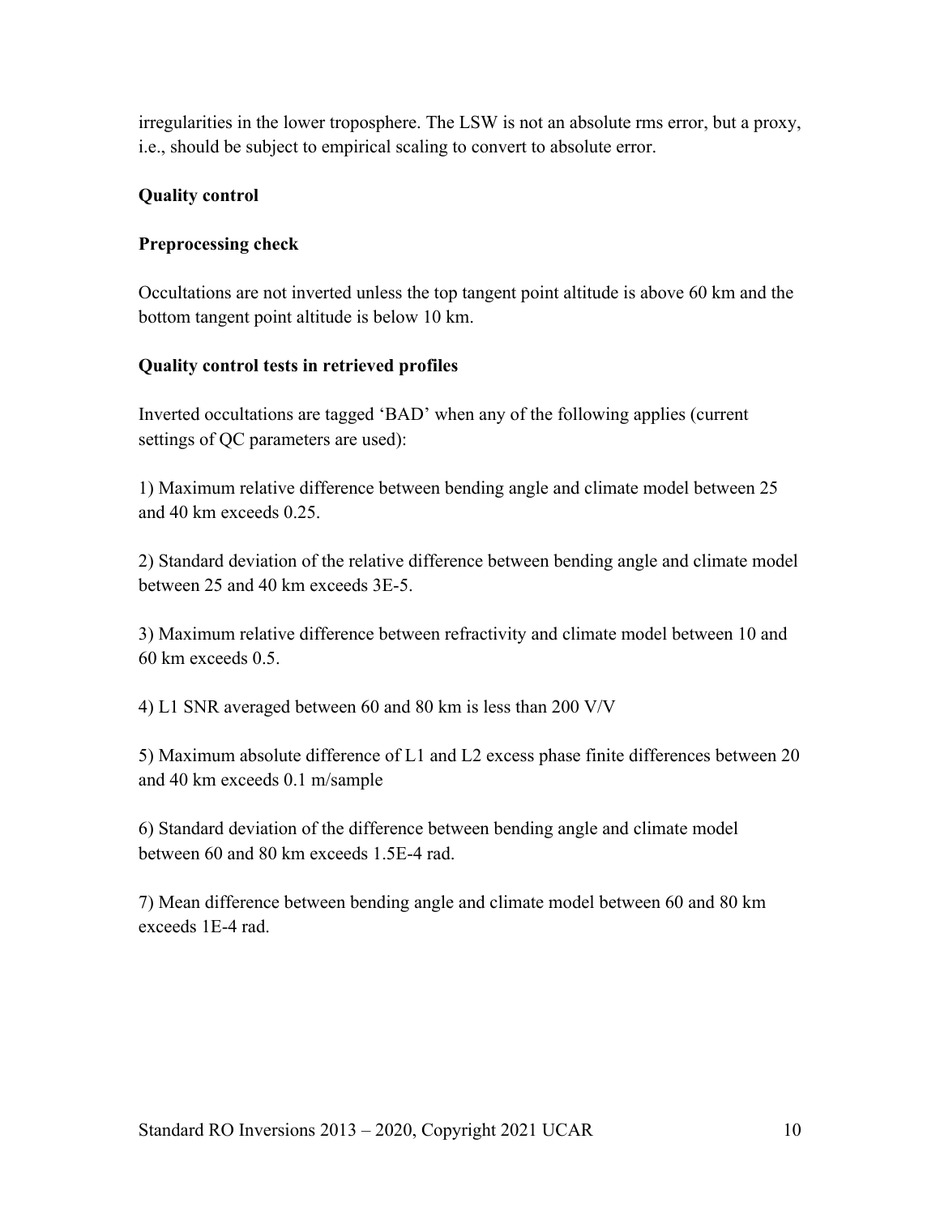irregularities in the lower troposphere. The LSW is not an absolute rms error, but a proxy, i.e., should be subject to empirical scaling to convert to absolute error.

**Quality control**

**Preprocessing check**

Occultations are not inverted unless the top tangent point altitude is above 60 km and the bottom tangent point altitude is below 10 km.

**Quality control tests in retrieved profiles**

Inverted occultations are tagged 'BAD' when any of the following applies (current settings of QC parameters are used):

1) Maximum relative difference between bending angle and climate model between 25 and 40 km exceeds 0.25.

2) Standard deviation of the relative difference between bending angle and climate model between 25 and 40 km exceeds 3E-5.

3) Maximum relative difference between refractivity and climate model between 10 and 60 km exceeds 0.5.

4) L1 SNR averaged between 60 and 80 km is less than 200 V/V

5) Maximum absolute difference of L1 and L2 excess phase finite differences between 20 and 40 km exceeds 0.1 m/sample

6) Standard deviation of the difference between bending angle and climate model between 60 and 80 km exceeds 1.5E-4 rad.

7) Mean difference between bending angle and climate model between 60 and 80 km exceeds 1E-4 rad.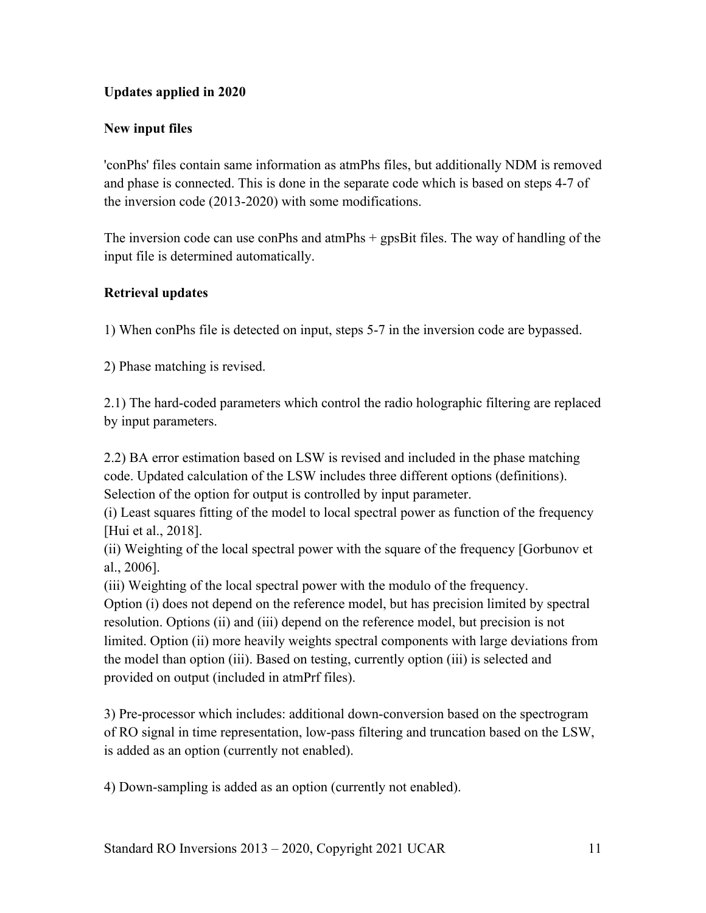**Updates applied in 2020**

**New input files**

'conPhs' files contain same information as atmPhs files, but additionally NDM is removed and phase is connected. This is done in the separate code which is based on steps 4-7 of the inversion code (2013-2020) with some modifications.

The inversion code can use conPhs and atmPhs + gpsBit files. The way of handling of the input file is determined automatically.

**Retrieval updates**

1) When conPhs file is detected on input, steps 5-7 in the inversion code are bypassed.

2) Phase matching is revised.

2.1) The hard-coded parameters which control the radio holographic filtering are replaced by input parameters.

2.2) BA error estimation based on LSW is revised and included in the phase matching code. Updated calculation of the LSW includes three different options (definitions). Selection of the option for output is controlled by input parameter.
(i) Least squares fitting of the model to local spectral power as function of the frequency [Hui et al., 2018].
(ii) Weighting of the local spectral power with the square of the frequency [Gorbunov et al., 2006].
(iii) Weighting of the local spectral power with the modulo of the frequency.
Option (i) does not depend on the reference model, but has precision limited by spectral resolution. Options (ii) and (iii) depend on the reference model, but precision is not limited. Option (ii) more heavily weights spectral components with large deviations from the model than option (iii). Based on testing, currently option (iii) is selected and provided on output (included in atmPrf files).

3) Pre-processor which includes: additional down-conversion based on the spectrogram of RO signal in time representation, low-pass filtering and truncation based on the LSW, is added as an option (currently not enabled).

4) Down-sampling is added as an option (currently not enabled).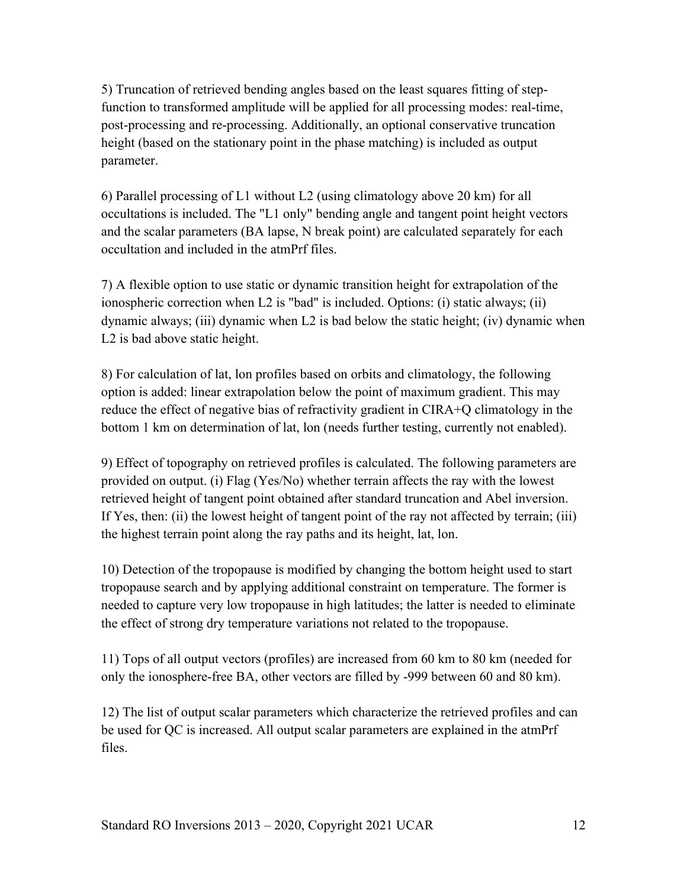5) Truncation of retrieved bending angles based on the least squares fitting of step-function to transformed amplitude will be applied for all processing modes: real-time, post-processing and re-processing. Additionally, an optional conservative truncation height (based on the stationary point in the phase matching) is included as output parameter.

6) Parallel processing of L1 without L2 (using climatology above 20 km) for all occultations is included. The "L1 only" bending angle and tangent point height vectors and the scalar parameters (BA lapse, N break point) are calculated separately for each occultation and included in the atmPrf files.

7) A flexible option to use static or dynamic transition height for extrapolation of the ionospheric correction when L2 is "bad" is included. Options: (i) static always; (ii) dynamic always; (iii) dynamic when L2 is bad below the static height; (iv) dynamic when L2 is bad above static height.

8) For calculation of lat, lon profiles based on orbits and climatology, the following option is added: linear extrapolation below the point of maximum gradient. This may reduce the effect of negative bias of refractivity gradient in CIRA+Q climatology in the bottom 1 km on determination of lat, lon (needs further testing, currently not enabled).

9) Effect of topography on retrieved profiles is calculated. The following parameters are provided on output. (i) Flag (Yes/No) whether terrain affects the ray with the lowest retrieved height of tangent point obtained after standard truncation and Abel inversion. If Yes, then: (ii) the lowest height of tangent point of the ray not affected by terrain; (iii) the highest terrain point along the ray paths and its height, lat, lon.

10) Detection of the tropopause is modified by changing the bottom height used to start tropopause search and by applying additional constraint on temperature. The former is needed to capture very low tropopause in high latitudes; the latter is needed to eliminate the effect of strong dry temperature variations not related to the tropopause.

11) Tops of all output vectors (profiles) are increased from 60 km to 80 km (needed for only the ionosphere-free BA, other vectors are filled by -999 between 60 and 80 km).

12) The list of output scalar parameters which characterize the retrieved profiles and can be used for QC is increased. All output scalar parameters are explained in the atmPrf files.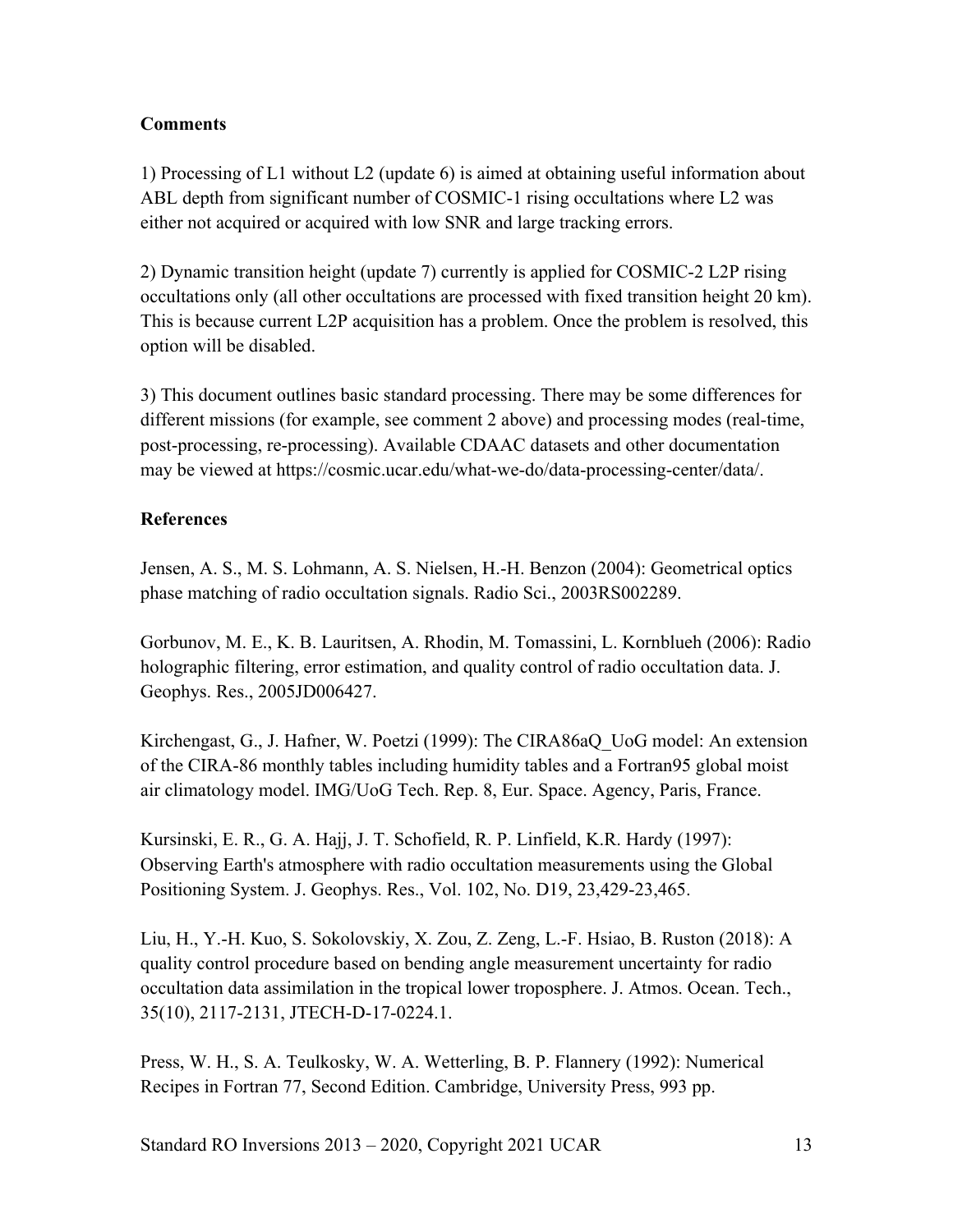**Comments**

1) Processing of L1 without L2 (update 6) is aimed at obtaining useful information about ABL depth from significant number of COSMIC-1 rising occultations where L2 was either not acquired or acquired with low SNR and large tracking errors.

2) Dynamic transition height (update 7) currently is applied for COSMIC-2 L2P rising occultations only (all other occultations are processed with fixed transition height 20 km). This is because current L2P acquisition has a problem. Once the problem is resolved, this option will be disabled.

3) This document outlines basic standard processing. There may be some differences for different missions (for example, see comment 2 above) and processing modes (real-time, post-processing, re-processing). Available CDAAC datasets and other documentation may be viewed at https://cosmic.ucar.edu/what-we-do/data-processing-center/data/.

**References**

Jensen, A. S., M. S. Lohmann, A. S. Nielsen, H.-H. Benzon (2004): Geometrical optics phase matching of radio occultation signals. Radio Sci., 2003RS002289.

Gorbunov, M. E., K. B. Lauritsen, A. Rhodin, M. Tomassini, L. Kornblueh (2006): Radio holographic filtering, error estimation, and quality control of radio occultation data. J. Geophys. Res., 2005JD006427.

Kirchengast, G., J. Hafner, W. Poetzi (1999): The CIRA86aQ_UoG model: An extension of the CIRA-86 monthly tables including humidity tables and a Fortran95 global moist air climatology model. IMG/UoG Tech. Rep. 8, Eur. Space. Agency, Paris, France.

Kursinski, E. R., G. A. Hajj, J. T. Schofield, R. P. Linfield, K.R. Hardy (1997): Observing Earth's atmosphere with radio occultation measurements using the Global Positioning System. J. Geophys. Res., Vol. 102, No. D19, 23,429-23,465.

Liu, H., Y.-H. Kuo, S. Sokolovskiy, X. Zou, Z. Zeng, L.-F. Hsiao, B. Ruston (2018): A quality control procedure based on bending angle measurement uncertainty for radio occultation data assimilation in the tropical lower troposphere. J. Atmos. Ocean. Tech., 35(10), 2117-2131, JTECH-D-17-0224.1.

Press, W. H., S. A. Teulkosky, W. A. Wetterling, B. P. Flannery (1992): Numerical Recipes in Fortran 77, Second Edition. Cambridge, University Press, 993 pp.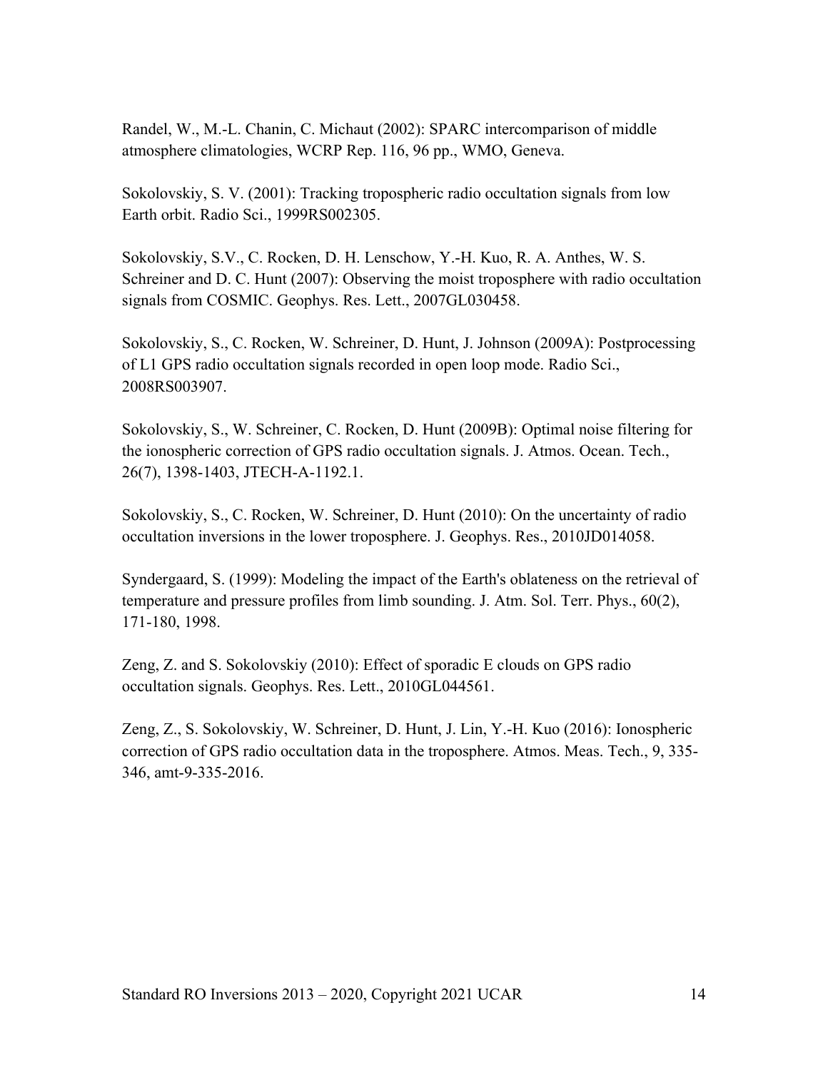Randel, W., M.-L. Chanin, C. Michaut (2002): SPARC intercomparison of middle atmosphere climatologies, WCRP Rep. 116, 96 pp., WMO, Geneva.

Sokolovskiy, S. V. (2001): Tracking tropospheric radio occultation signals from low Earth orbit. Radio Sci., 1999RS002305.

Sokolovskiy, S.V., C. Rocken, D. H. Lenschow, Y.-H. Kuo, R. A. Anthes, W. S. Schreiner and D. C. Hunt (2007): Observing the moist troposphere with radio occultation signals from COSMIC. Geophys. Res. Lett., 2007GL030458.

Sokolovskiy, S., C. Rocken, W. Schreiner, D. Hunt, J. Johnson (2009A): Postprocessing of L1 GPS radio occultation signals recorded in open loop mode. Radio Sci., 2008RS003907.

Sokolovskiy, S., W. Schreiner, C. Rocken, D. Hunt (2009B): Optimal noise filtering for the ionospheric correction of GPS radio occultation signals. J. Atmos. Ocean. Tech., 26(7), 1398-1403, JTECH-A-1192.1.

Sokolovskiy, S., C. Rocken, W. Schreiner, D. Hunt (2010): On the uncertainty of radio occultation inversions in the lower troposphere. J. Geophys. Res., 2010JD014058.

Syndergaard, S. (1999): Modeling the impact of the Earth's oblateness on the retrieval of temperature and pressure profiles from limb sounding. J. Atm. Sol. Terr. Phys., 60(2), 171-180, 1998.

Zeng, Z. and S. Sokolovskiy (2010): Effect of sporadic E clouds on GPS radio occultation signals. Geophys. Res. Lett., 2010GL044561.

Zeng, Z., S. Sokolovskiy, W. Schreiner, D. Hunt, J. Lin, Y.-H. Kuo (2016): Ionospheric correction of GPS radio occultation data in the troposphere. Atmos. Meas. Tech., 9, 335-346, amt-9-335-2016.